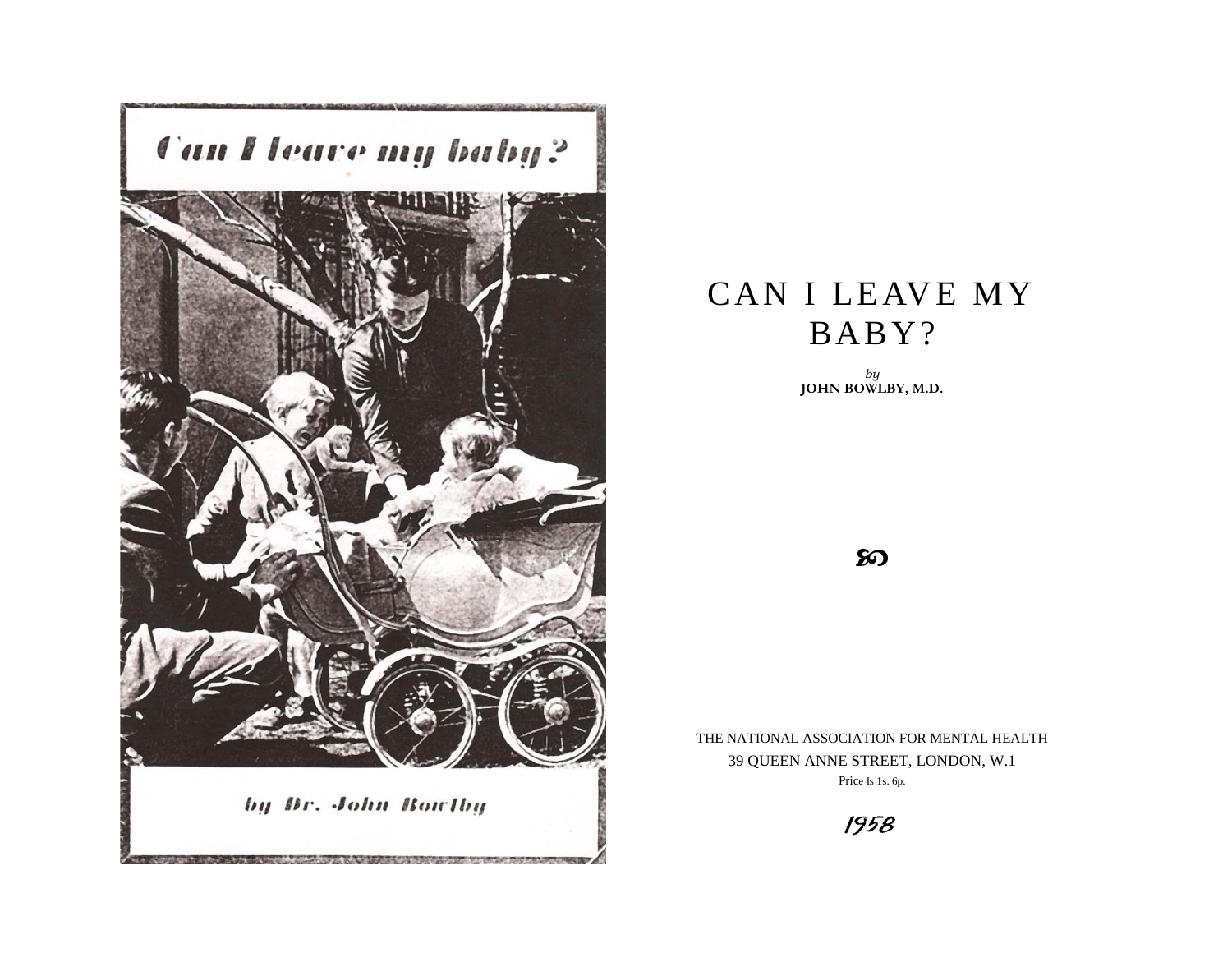Can I leave my baby?

by Dr. John Bowlby

# CAN I LEAVE MY BABY?

*by*
**JOHN BOWLBY, M.D.**

THE NATIONAL ASSOCIATION FOR MENTAL HEALTH
39 QUEEN ANNE STREET, LONDON, W.1
Price Is 1s. 6p.

1958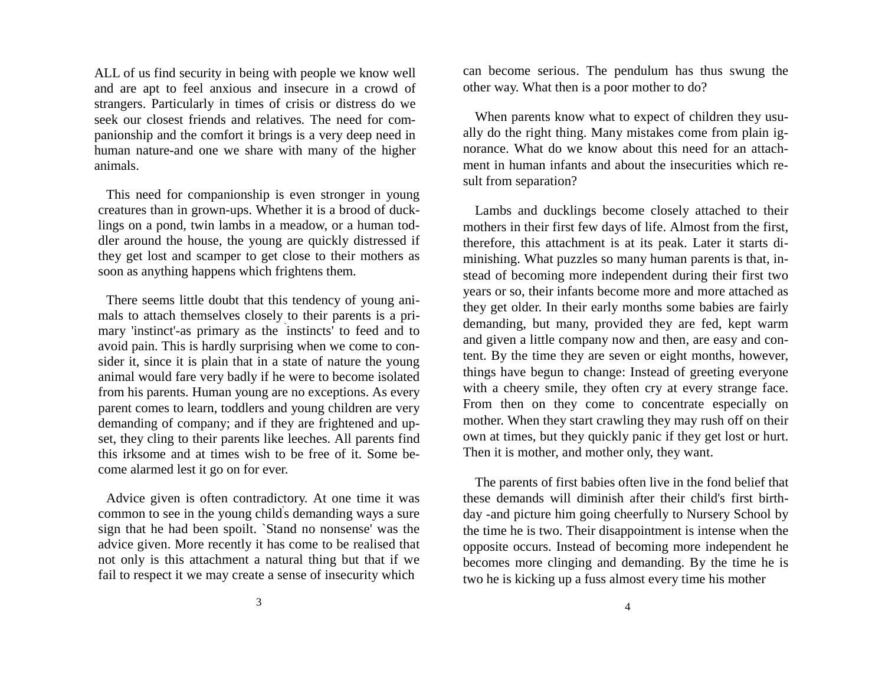ALL of us find security in being with people we know well and are apt to feel anxious and insecure in a crowd of strangers. Particularly in times of crisis or distress do we seek our closest friends and relatives. The need for companionship and the comfort it brings is a very deep need in human nature-and one we share with many of the higher animals.

This need for companionship is even stronger in young creatures than in grown-ups. Whether it is a brood of ducklings on a pond, twin lambs in a meadow, or a human toddler around the house, the young are quickly distressed if they get lost and scamper to get close to their mothers as soon as anything happens which frightens them.

There seems little doubt that this tendency of young animals to attach themselves closely to their parents is a primary 'instinct'-as primary as the `instincts' to feed and to avoid pain. This is hardly surprising when we come to consider it, since it is plain that in a state of nature the young animal would fare very badly if he were to become isolated from his parents. Human young are no exceptions. As every parent comes to learn, toddlers and young children are very demanding of company; and if they are frightened and upset, they cling to their parents like leeches. All parents find this irksome and at times wish to be free of it. Some become alarmed lest it go on for ever.

Advice given is often contradictory. At one time it was common to see in the young child's demanding ways a sure sign that he had been spoilt. `Stand no nonsense' was the advice given. More recently it has come to be realised that not only is this attachment a natural thing but that if we fail to respect it we may create a sense of insecurity which can become serious. The pendulum has thus swung the other way. What then is a poor mother to do?

When parents know what to expect of children they usually do the right thing. Many mistakes come from plain ignorance. What do we know about this need for an attachment in human infants and about the insecurities which result from separation?

Lambs and ducklings become closely attached to their mothers in their first few days of life. Almost from the first, therefore, this attachment is at its peak. Later it starts diminishing. What puzzles so many human parents is that, instead of becoming more independent during their first two years or so, their infants become more and more attached as they get older. In their early months some babies are fairly demanding, but many, provided they are fed, kept warm and given a little company now and then, are easy and content. By the time they are seven or eight months, however, things have begun to change: Instead of greeting everyone with a cheery smile, they often cry at every strange face. From then on they come to concentrate especially on mother. When they start crawling they may rush off on their own at times, but they quickly panic if they get lost or hurt. Then it is mother, and mother only, they want.

The parents of first babies often live in the fond belief that these demands will diminish after their child's first birthday -and picture him going cheerfully to Nursery School by the time he is two. Their disappointment is intense when the opposite occurs. Instead of becoming more independent he becomes more clinging and demanding. By the time he is two he is kicking up a fuss almost every time his mother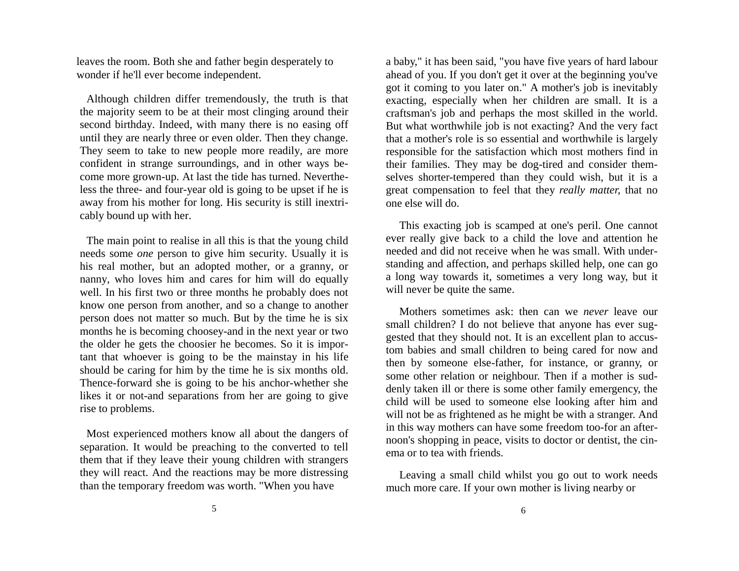leaves the room. Both she and father begin desperately to wonder if he'll ever become independent.

Although children differ tremendously, the truth is that the majority seem to be at their most clinging around their second birthday. Indeed, with many there is no easing off until they are nearly three or even older. Then they change. They seem to take to new people more readily, are more confident in strange surroundings, and in other ways become more grown-up. At last the tide has turned. Nevertheless the three- and four-year old is going to be upset if he is away from his mother for long. His security is still inextricably bound up with her.

The main point to realise in all this is that the young child needs some *one* person to give him security. Usually it is his real mother, but an adopted mother, or a granny, or nanny, who loves him and cares for him will do equally well. In his first two or three months he probably does not know one person from another, and so a change to another person does not matter so much. But by the time he is six months he is becoming choosey-and in the next year or two the older he gets the choosier he becomes. So it is important that whoever is going to be the mainstay in his life should be caring for him by the time he is six months old. Thence-forward she is going to be his anchor-whether she likes it or not-and separations from her are going to give rise to problems.

Most experienced mothers know all about the dangers of separation. It would be preaching to the converted to tell them that if they leave their young children with strangers they will react. And the reactions may be more distressing than the temporary freedom was worth. "When you have a baby," it has been said, "you have five years of hard labour ahead of you. If you don't get it over at the beginning you've got it coming to you later on." A mother's job is inevitably exacting, especially when her children are small. It is a craftsman's job and perhaps the most skilled in the world. But what worthwhile job is not exacting? And the very fact that a mother's role is so essential and worthwhile is largely responsible for the satisfaction which most mothers find in their families. They may be dog-tired and consider themselves shorter-tempered than they could wish, but it is a great compensation to feel that they *really matter,* that no one else will do.

This exacting job is scamped at one's peril. One cannot ever really give back to a child the love and attention he needed and did not receive when he was small. With understanding and affection, and perhaps skilled help, one can go a long way towards it, sometimes a very long way, but it will never be quite the same.

Mothers sometimes ask: then can we *never* leave our small children? I do not believe that anyone has ever suggested that they should not. It is an excellent plan to accustom babies and small children to being cared for now and then by someone else-father, for instance, or granny, or some other relation or neighbour. Then if a mother is suddenly taken ill or there is some other family emergency, the child will be used to someone else looking after him and will not be as frightened as he might be with a stranger. And in this way mothers can have some freedom too-for an afternoon's shopping in peace, visits to doctor or dentist, the cinema or to tea with friends.

Leaving a small child whilst you go out to work needs much more care. If your own mother is living nearby or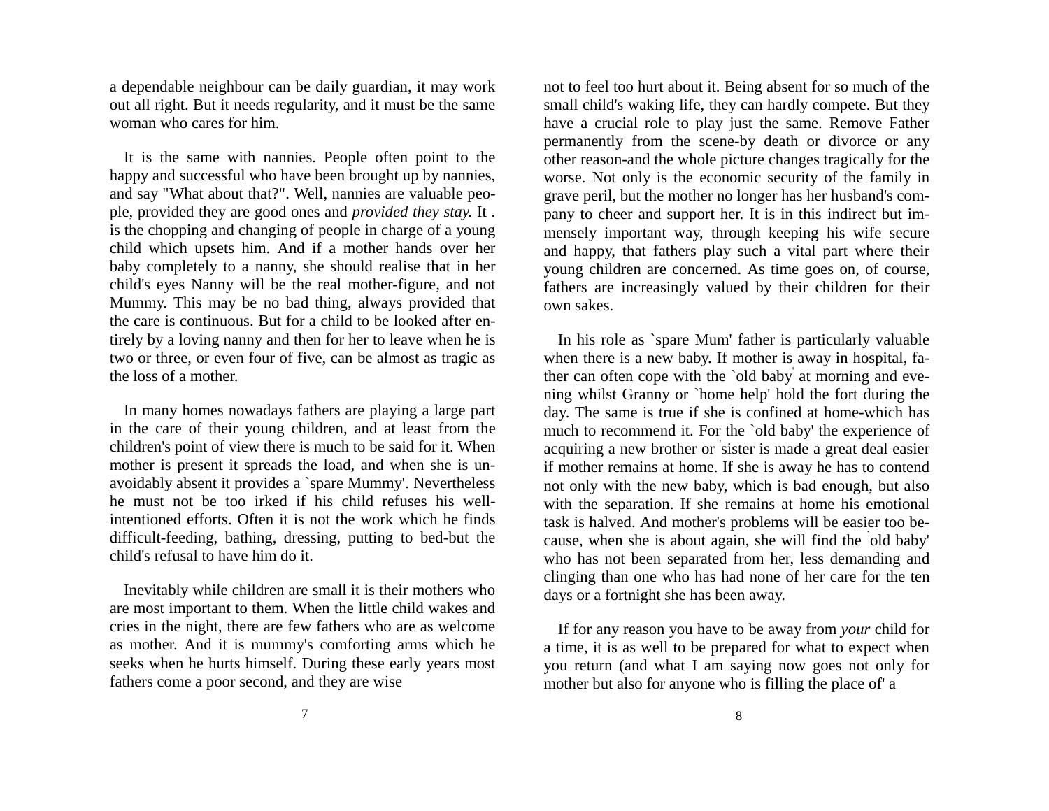a dependable neighbour can be daily guardian, it may work out all right. But it needs regularity, and it must be the same woman who cares for him.

It is the same with nannies. People often point to the happy and successful who have been brought up by nannies, and say "What about that?". Well, nannies are valuable people, provided they are good ones and *provided they stay.* It . is the chopping and changing of people in charge of a young child which upsets him. And if a mother hands over her baby completely to a nanny, she should realise that in her child's eyes Nanny will be the real mother-figure, and not Mummy. This may be no bad thing, always provided that the care is continuous. But for a child to be looked after entirely by a loving nanny and then for her to leave when he is two or three, or even four of five, can be almost as tragic as the loss of a mother.

In many homes nowadays fathers are playing a large part in the care of their young children, and at least from the children's point of view there is much to be said for it. When mother is present it spreads the load, and when she is unavoidably absent it provides a `spare Mummy'. Nevertheless he must not be too irked if his child refuses his well-intentioned efforts. Often it is not the work which he finds difficult-feeding, bathing, dressing, putting to bed-but the child's refusal to have him do it.

Inevitably while children are small it is their mothers who are most important to them. When the little child wakes and cries in the night, there are few fathers who are as welcome as mother. And it is mummy's comforting arms which he seeks when he hurts himself. During these early years most fathers come a poor second, and they are wise not to feel too hurt about it. Being absent for so much of the small child's waking life, they can hardly compete. But they have a crucial role to play just the same. Remove Father permanently from the scene-by death or divorce or any other reason-and the whole picture changes tragically for the worse. Not only is the economic security of the family in grave peril, but the mother no longer has her husband's company to cheer and support her. It is in this indirect but immensely important way, through keeping his wife secure and happy, that fathers play such a vital part where their young children are concerned. As time goes on, of course, fathers are increasingly valued by their children for their own sakes.

In his role as `spare Mum' father is particularly valuable when there is a new baby. If mother is away in hospital, father can often cope with the `old baby' at morning and evening whilst Granny or `home help' hold the fort during the day. The same is true if she is confined at home-which has much to recommend it. For the `old baby' the experience of acquiring a new brother or sister is made a great deal easier if mother remains at home. If she is away he has to contend not only with the new baby, which is bad enough, but also with the separation. If she remains at home his emotional task is halved. And mother's problems will be easier too because, when she is about again, she will find the `old baby' who has not been separated from her, less demanding and clinging than one who has had none of her care for the ten days or a fortnight she has been away.

If for any reason you have to be away from *your* child for a time, it is as well to be prepared for what to expect when you return (and what I am saying now goes not only for mother but also for anyone who is filling the place of' a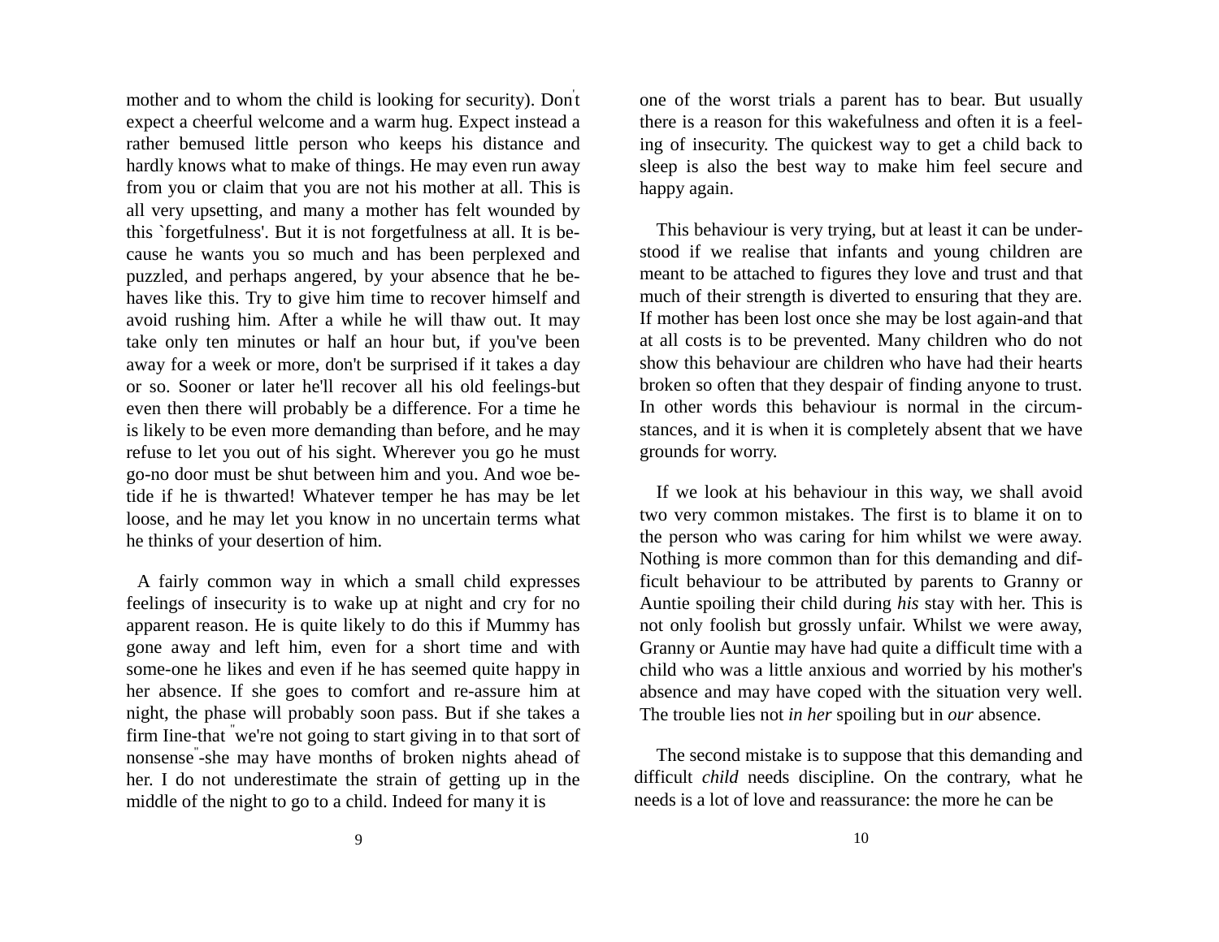mother and to whom the child is looking for security). Don't expect a cheerful welcome and a warm hug. Expect instead a rather bemused little person who keeps his distance and hardly knows what to make of things. He may even run away from you or claim that you are not his mother at all. This is all very upsetting, and many a mother has felt wounded by this `forgetfulness'. But it is not forgetfulness at all. It is because he wants you so much and has been perplexed and puzzled, and perhaps angered, by your absence that he behaves like this. Try to give him time to recover himself and avoid rushing him. After a while he will thaw out. It may take only ten minutes or half an hour but, if you've been away for a week or more, don't be surprised if it takes a day or so. Sooner or later he'll recover all his old feelings-but even then there will probably be a difference. For a time he is likely to be even more demanding than before, and he may refuse to let you out of his sight. Wherever you go he must go-no door must be shut between him and you. And woe betide if he is thwarted! Whatever temper he has may be let loose, and he may let you know in no uncertain terms what he thinks of your desertion of him.

A fairly common way in which a small child expresses feelings of insecurity is to wake up at night and cry for no apparent reason. He is quite likely to do this if Mummy has gone away and left him, even for a short time and with some-one he likes and even if he has seemed quite happy in her absence. If she goes to comfort and re-assure him at night, the phase will probably soon pass. But if she takes a firm Iine-that "we're not going to start giving in to that sort of nonsense"-she may have months of broken nights ahead of her. I do not underestimate the strain of getting up in the middle of the night to go to a child. Indeed for many it is one of the worst trials a parent has to bear. But usually there is a reason for this wakefulness and often it is a feeling of insecurity. The quickest way to get a child back to sleep is also the best way to make him feel secure and happy again.

This behaviour is very trying, but at least it can be understood if we realise that infants and young children are meant to be attached to figures they love and trust and that much of their strength is diverted to ensuring that they are. If mother has been lost once she may be lost again-and that at all costs is to be prevented. Many children who do not show this behaviour are children who have had their hearts broken so often that they despair of finding anyone to trust. In other words this behaviour is normal in the circumstances, and it is when it is completely absent that we have grounds for worry.

If we look at his behaviour in this way, we shall avoid two very common mistakes. The first is to blame it on to the person who was caring for him whilst we were away. Nothing is more common than for this demanding and difficult behaviour to be attributed by parents to Granny or Auntie spoiling their child during *his* stay with her. This is not only foolish but grossly unfair. Whilst we were away, Granny or Auntie may have had quite a difficult time with a child who was a little anxious and worried by his mother's absence and may have coped with the situation very well. The trouble lies not *in her* spoiling but in *our* absence.

The second mistake is to suppose that this demanding and difficult *child* needs discipline. On the contrary, what he needs is a lot of love and reassurance: the more he can be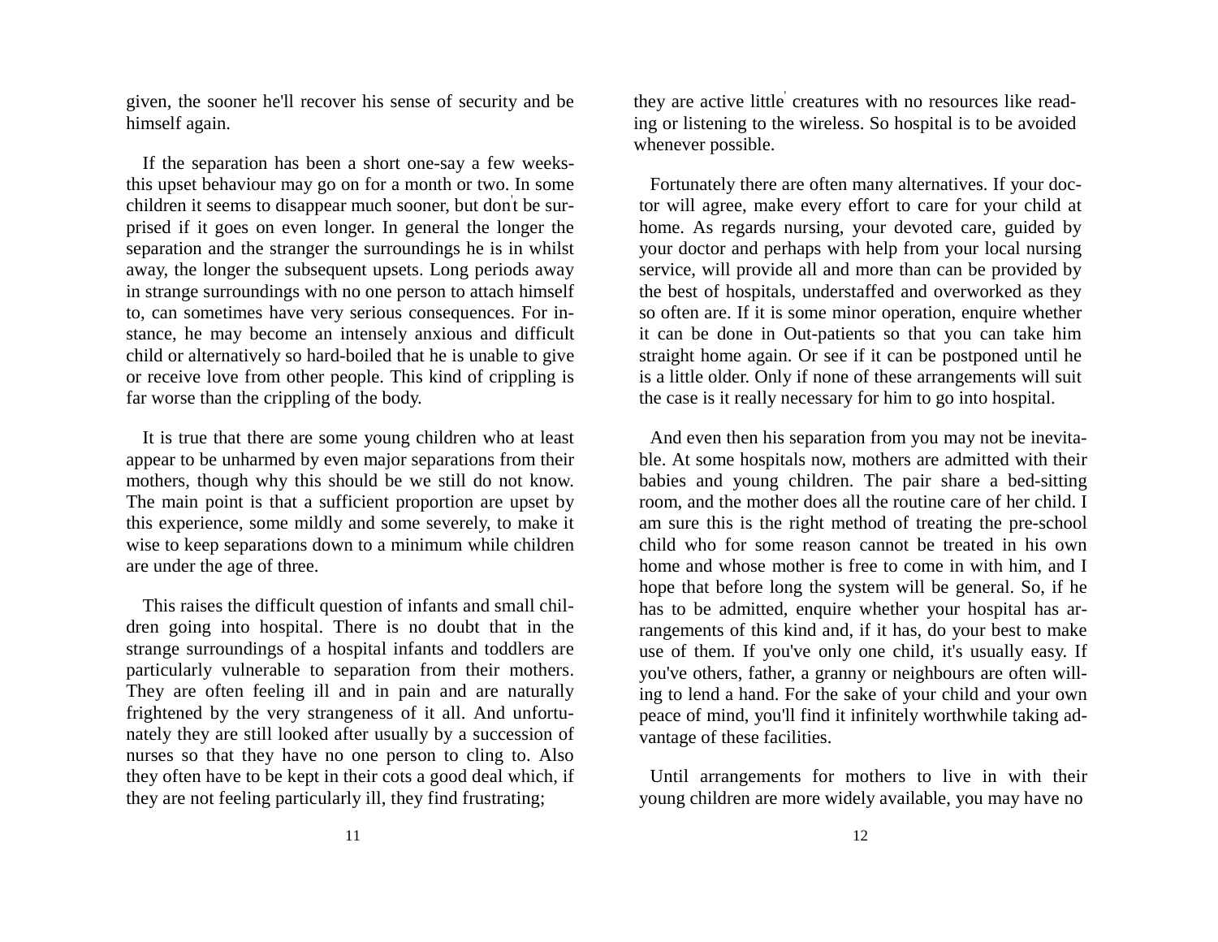given, the sooner he'll recover his sense of security and be himself again.

If the separation has been a short one-say a few weeks-this upset behaviour may go on for a month or two. In some children it seems to disappear much sooner, but don't be surprised if it goes on even longer. In general the longer the separation and the stranger the surroundings he is in whilst away, the longer the subsequent upsets. Long periods away in strange surroundings with no one person to attach himself to, can sometimes have very serious consequences. For instance, he may become an intensely anxious and difficult child or alternatively so hard-boiled that he is unable to give or receive love from other people. This kind of crippling is far worse than the crippling of the body.

It is true that there are some young children who at least appear to be unharmed by even major separations from their mothers, though why this should be we still do not know. The main point is that a sufficient proportion are upset by this experience, some mildly and some severely, to make it wise to keep separations down to a minimum while children are under the age of three.

This raises the difficult question of infants and small children going into hospital. There is no doubt that in the strange surroundings of a hospital infants and toddlers are particularly vulnerable to separation from their mothers. They are often feeling ill and in pain and are naturally frightened by the very strangeness of it all. And unfortunately they are still looked after usually by a succession of nurses so that they have no one person to cling to. Also they often have to be kept in their cots a good deal which, if they are not feeling particularly ill, they find frustrating; they are active little creatures with no resources like reading or listening to the wireless. So hospital is to be avoided whenever possible.

Fortunately there are often many alternatives. If your doctor will agree, make every effort to care for your child at home. As regards nursing, your devoted care, guided by your doctor and perhaps with help from your local nursing service, will provide all and more than can be provided by the best of hospitals, understaffed and overworked as they so often are. If it is some minor operation, enquire whether it can be done in Out-patients so that you can take him straight home again. Or see if it can be postponed until he is a little older. Only if none of these arrangements will suit the case is it really necessary for him to go into hospital.

And even then his separation from you may not be inevitable. At some hospitals now, mothers are admitted with their babies and young children. The pair share a bed-sitting room, and the mother does all the routine care of her child. I am sure this is the right method of treating the pre-school child who for some reason cannot be treated in his own home and whose mother is free to come in with him, and I hope that before long the system will be general. So, if he has to be admitted, enquire whether your hospital has arrangements of this kind and, if it has, do your best to make use of them. If you've only one child, it's usually easy. If you've others, father, a granny or neighbours are often willing to lend a hand. For the sake of your child and your own peace of mind, you'll find it infinitely worthwhile taking advantage of these facilities.

Until arrangements for mothers to live in with their young children are more widely available, you may have no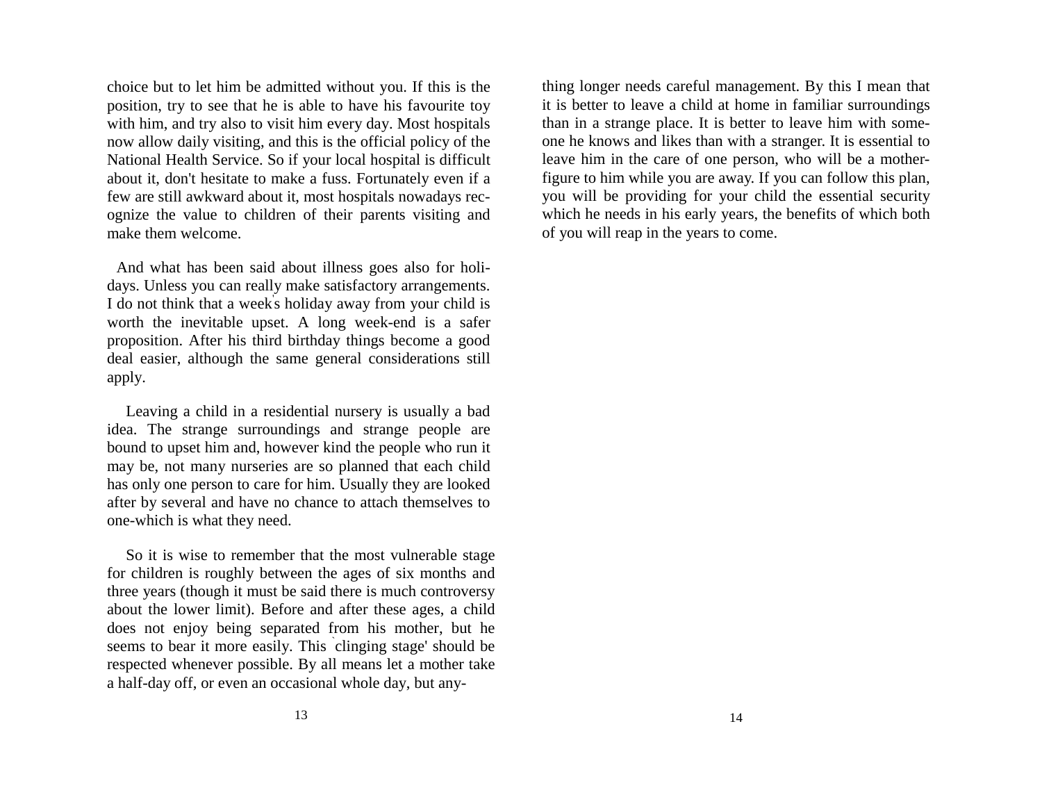choice but to let him be admitted without you. If this is the position, try to see that he is able to have his favourite toy with him, and try also to visit him every day. Most hospitals now allow daily visiting, and this is the official policy of the National Health Service. So if your local hospital is difficult about it, don't hesitate to make a fuss. Fortunately even if a few are still awkward about it, most hospitals nowadays recognize the value to children of their parents visiting and make them welcome.

And what has been said about illness goes also for holidays. Unless you can really make satisfactory arrangements. I do not think that a week's holiday away from your child is worth the inevitable upset. A long week-end is a safer proposition. After his third birthday things become a good deal easier, although the same general considerations still apply.

Leaving a child in a residential nursery is usually a bad idea. The strange surroundings and strange people are bound to upset him and, however kind the people who run it may be, not many nurseries are so planned that each child has only one person to care for him. Usually they are looked after by several and have no chance to attach themselves to one-which is what they need.

So it is wise to remember that the most vulnerable stage for children is roughly between the ages of six months and three years (though it must be said there is much controversy about the lower limit). Before and after these ages, a child does not enjoy being separated from his mother, but he seems to bear it more easily. This `clinging stage' should be respected whenever possible. By all means let a mother take a half-day off, or even an occasional whole day, but anything longer needs careful management. By this I mean that it is better to leave a child at home in familiar surroundings than in a strange place. It is better to leave him with someone he knows and likes than with a stranger. It is essential to leave him in the care of one person, who will be a mother-figure to him while you are away. If you can follow this plan, you will be providing for your child the essential security which he needs in his early years, the benefits of which both of you will reap in the years to come.